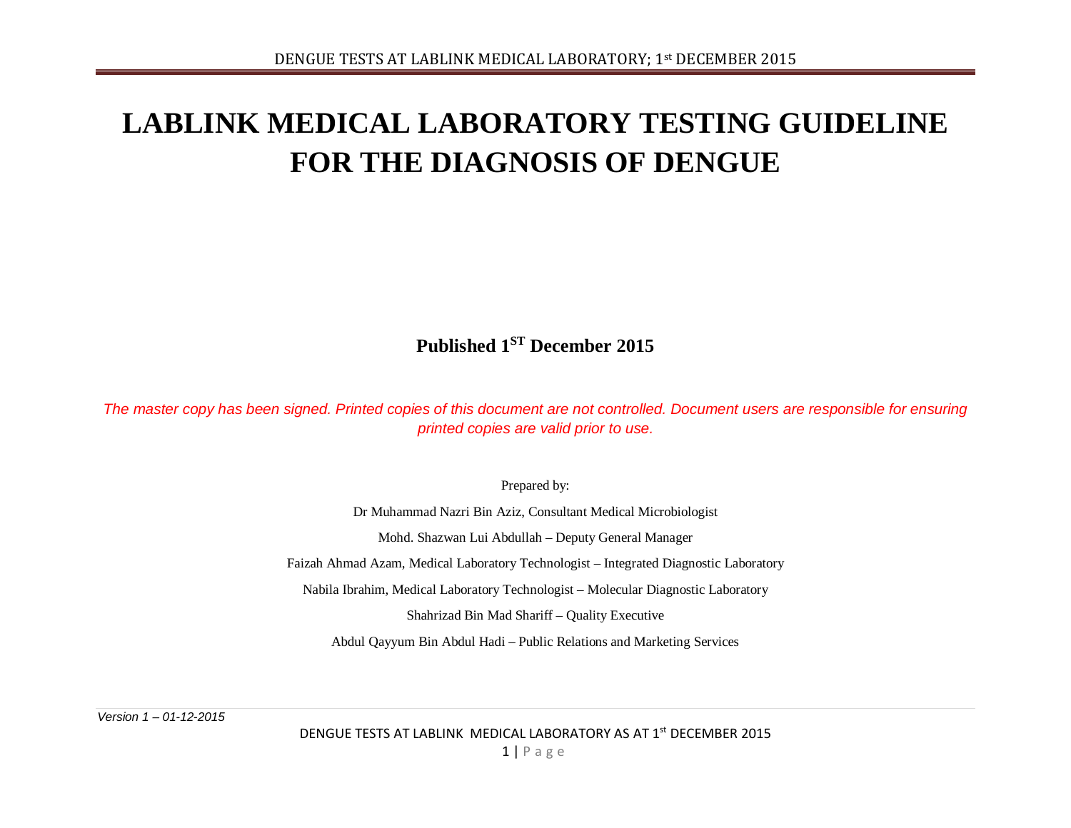# LABLINK MEDICAL LABORATORY TESTING GUIDELINE FOR THE DIAGNOSIS OF DENGUE

**Published 1[ST] December 2015**

*The master copy has been signed. Printed copies of this document are not controlled. Document users are responsible for ensuring printed copies are valid prior to use.*

Prepared by:

Dr Muhammad Nazri Bin Aziz, Consultant Medical Microbiologist

Mohd. Shazwan Lui Abdullah – Deputy General Manager

Faizah Ahmad Azam, Medical Laboratory Technologist – Integrated Diagnostic Laboratory

Nabila Ibrahim, Medical Laboratory Technologist – Molecular Diagnostic Laboratory

Shahrizad Bin Mad Shariff – Quality Executive

Abdul Qayyum Bin Abdul Hadi – Public Relations and Marketing Services

*Version 1 – 01-12-2015*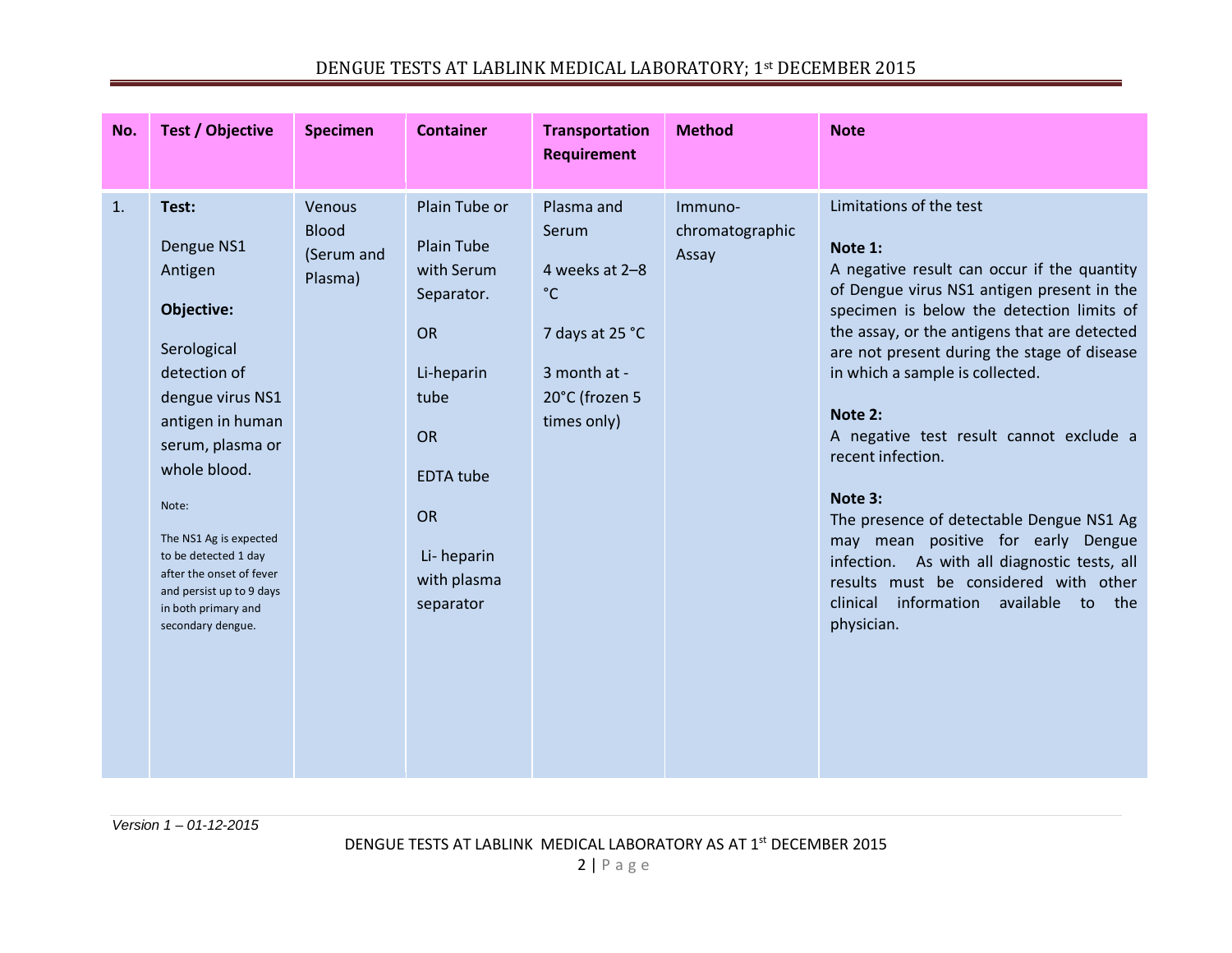| No. | Test / Objective | Specimen | Container | Transportation Requirement | Method | Note |
|---|---|---|---|---|---|---|
| 1. | **Test:**<br><br>Dengue NS1 Antigen<br><br>**Objective:**<br><br>Serological detection of dengue virus NS1 antigen in human serum, plasma or whole blood.<br><br>Note:<br><br>The NS1 Ag is expected to be detected 1 day after the onset of fever and persist up to 9 days in both primary and secondary dengue. | Venous Blood (Serum and Plasma) | Plain Tube or<br><br>Plain Tube with Serum Separator.<br><br>OR<br><br>Li-heparin tube<br><br>OR<br><br>EDTA tube<br><br>OR<br><br>Li- heparin with plasma separator | Plasma and Serum<br><br>4 weeks at 2–8 °C<br><br>7 days at 25 °C<br><br>3 month at -20°C (frozen 5 times only) | Immuno-chromatographic Assay | Limitations of the test<br><br>**Note 1:**<br>A negative result can occur if the quantity of Dengue virus NS1 antigen present in the specimen is below the detection limits of the assay, or the antigens that are detected are not present during the stage of disease in which a sample is collected.<br><br>**Note 2:**<br>A negative test result cannot exclude a recent infection.<br><br>**Note 3:**<br>The presence of detectable Dengue NS1 Ag may mean positive for early Dengue infection. As with all diagnostic tests, all results must be considered with other clinical information available to the physician. |

*Version 1 – 01-12-2015*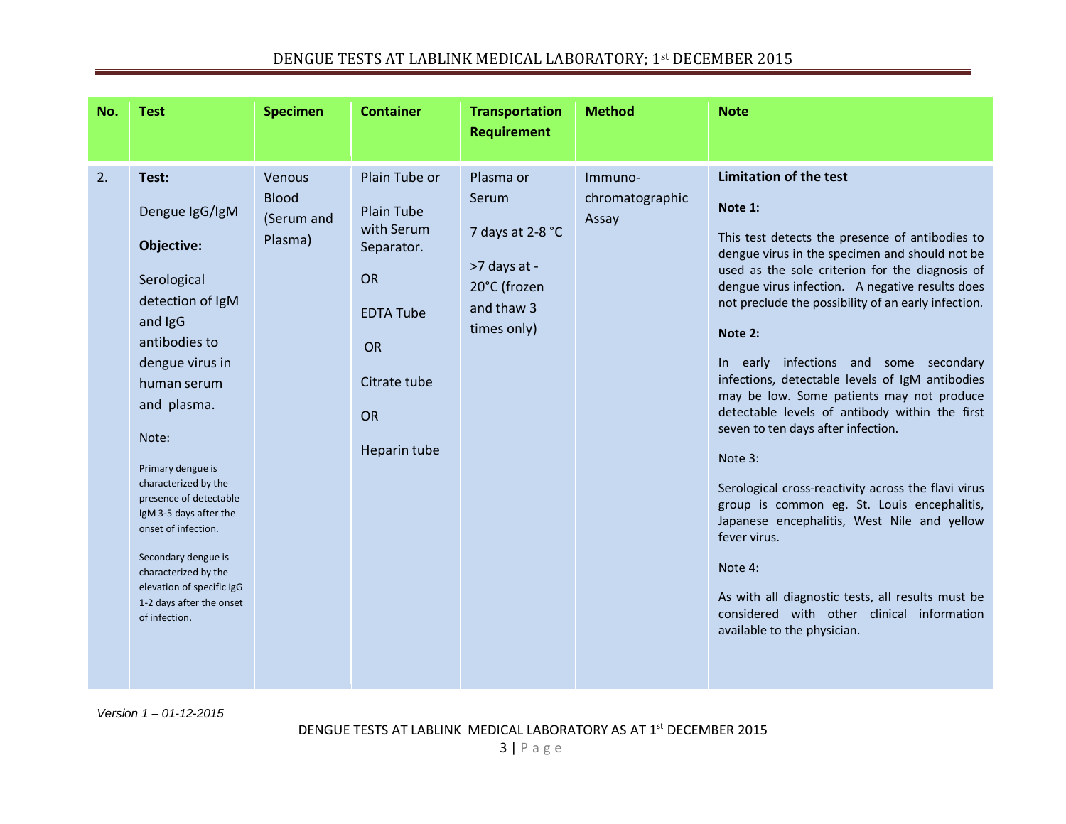| No. | Test | Specimen | Container | Transportation Requirement | Method | Note |
|---|---|---|---|---|---|---|
| 2. | **Test:**<br><br>Dengue IgG/IgM<br><br>**Objective:**<br><br>Serological detection of IgM and IgG antibodies to dengue virus in human serum and plasma.<br><br>Note:<br><br>Primary dengue is characterized by the presence of detectable IgM 3-5 days after the onset of infection.<br><br>Secondary dengue is characterized by the elevation of specific IgG 1-2 days after the onset of infection. | Venous Blood (Serum and Plasma) | Plain Tube or<br><br>Plain Tube with Serum Separator.<br><br>OR<br><br>EDTA Tube<br><br>OR<br><br>Citrate tube<br><br>OR<br><br>Heparin tube | Plasma or Serum<br><br>7 days at 2-8 °C<br><br>>7 days at -20°C (frozen and thaw 3 times only) | Immuno-chromatographic Assay | **Limitation of the test**<br><br>**Note 1:**<br><br>This test detects the presence of antibodies to dengue virus in the specimen and should not be used as the sole criterion for the diagnosis of dengue virus infection. A negative results does not preclude the possibility of an early infection.<br><br>**Note 2:**<br><br>In early infections and some secondary infections, detectable levels of IgM antibodies may be low. Some patients may not produce detectable levels of antibody within the first seven to ten days after infection.<br><br>Note 3:<br><br>Serological cross-reactivity across the flavi virus group is common eg. St. Louis encephalitis, Japanese encephalitis, West Nile and yellow fever virus.<br><br>Note 4:<br><br>As with all diagnostic tests, all results must be considered with other clinical information available to the physician. |

*Version 1 – 01-12-2015*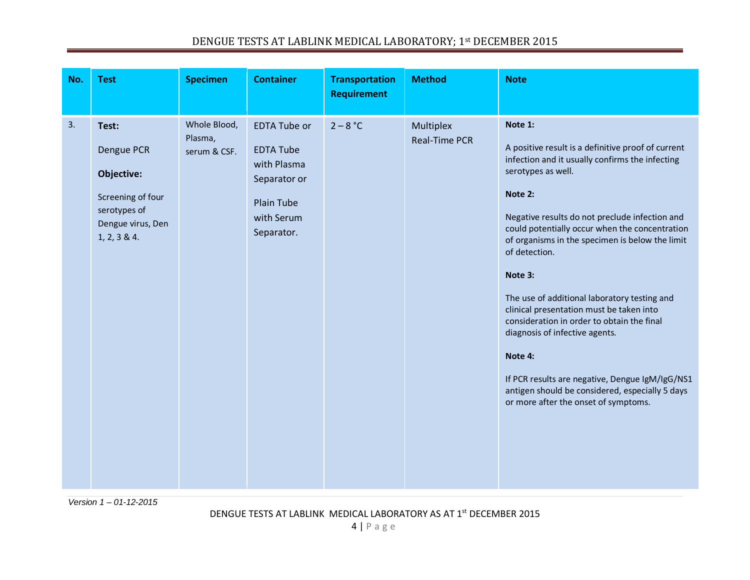| No. | Test | Specimen | Container | Transportation Requirement | Method | Note |
|---|---|---|---|---|---|---|
| 3. | **Test:**<br><br>Dengue PCR<br><br>**Objective:**<br><br>Screening of four serotypes of Dengue virus, Den 1, 2, 3 & 4. | Whole Blood, Plasma, serum & CSF. | EDTA Tube or<br><br>EDTA Tube with Plasma Separator or<br><br>Plain Tube with Serum Separator. | 2 – 8 °C | Multiplex Real-Time PCR | **Note 1:**<br><br>A positive result is a definitive proof of current infection and it usually confirms the infecting serotypes as well.<br><br>**Note 2:**<br><br>Negative results do not preclude infection and could potentially occur when the concentration of organisms in the specimen is below the limit of detection.<br><br>**Note 3:**<br><br>The use of additional laboratory testing and clinical presentation must be taken into consideration in order to obtain the final diagnosis of infective agents.<br><br>**Note 4:**<br><br>If PCR results are negative, Dengue IgM/IgG/NS1 antigen should be considered, especially 5 days or more after the onset of symptoms. |

*Version 1 – 01-12-2015*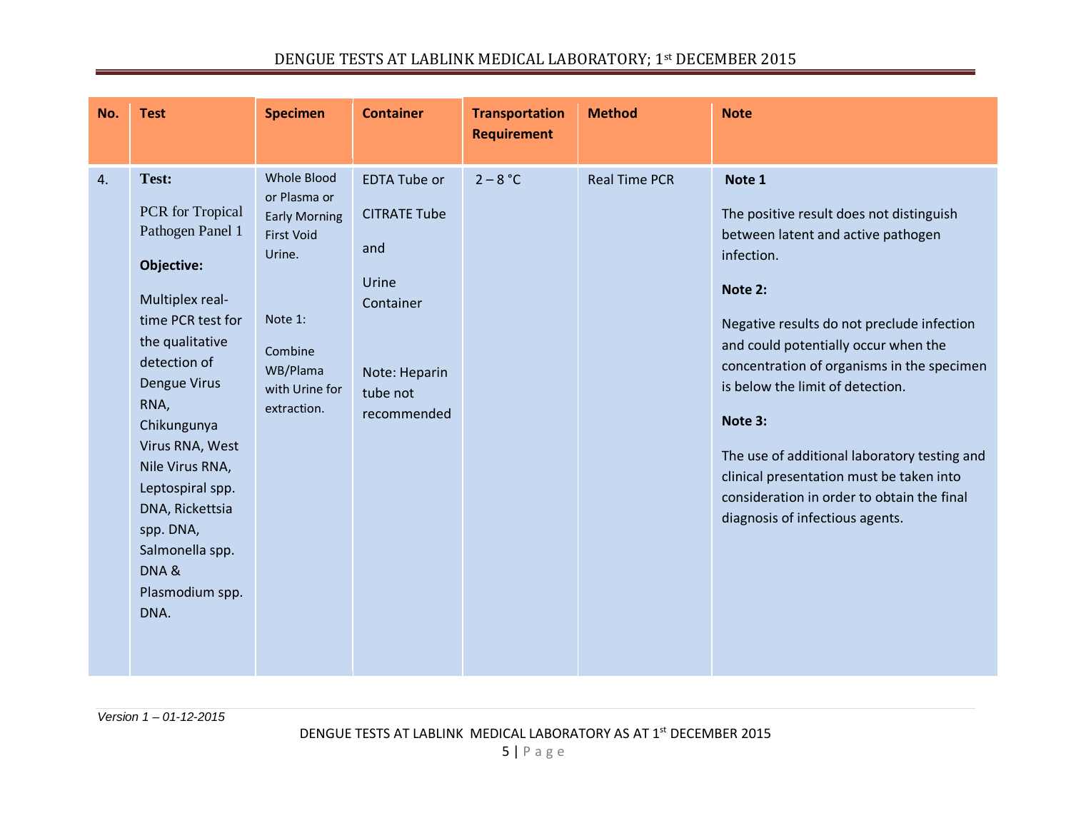| No. | Test | Specimen | Container | Transportation Requirement | Method | Note |
|---|---|---|---|---|---|---|
| 4. | **Test:** PCR for Tropical Pathogen Panel 1 **Objective:** Multiplex real-time PCR test for the qualitative detection of Dengue Virus RNA, Chikungunya Virus RNA, West Nile Virus RNA, Leptospiral spp. DNA, Rickettsia spp. DNA, Salmonella spp. DNA & Plasmodium spp. DNA. | Whole Blood or Plasma or Early Morning First Void Urine. Note 1: Combine WB/Plama with Urine for extraction. | EDTA Tube or CITRATE Tube and Urine Container Note: Heparin tube not recommended | 2 – 8 °C | Real Time PCR | **Note 1** The positive result does not distinguish between latent and active pathogen infection. **Note 2:** Negative results do not preclude infection and could potentially occur when the concentration of organisms in the specimen is below the limit of detection. **Note 3:** The use of additional laboratory testing and clinical presentation must be taken into consideration in order to obtain the final diagnosis of infectious agents. |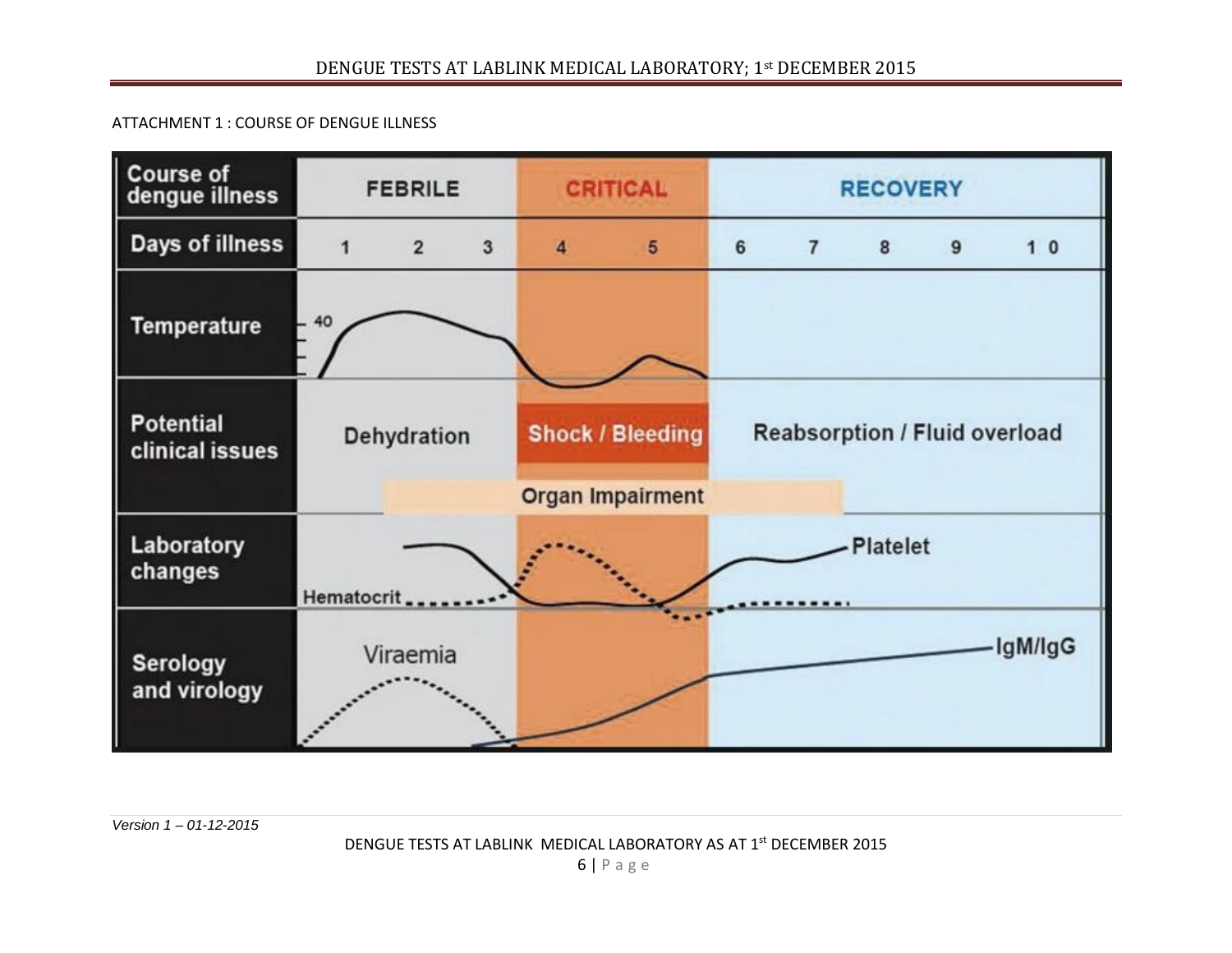ATTACHMENT 1 : COURSE OF DENGUE ILLNESS

| Course of dengue illness | FEBRILE | CRITICAL | RECOVERY |
|---|---|---|---|
| Days of illness | 1 2 3 | 4 5 | 6 7 8 9 10 |
| Temperature | 40 | | |
| Potential clinical issues | Dehydration | Shock / Bleeding | Reabsorption / Fluid overload |
| | Organ Impairment | Organ Impairment | Organ Impairment |
| Laboratory changes | Hematocrit | | Platelet |
| Serology and virology | Viraemia | | IgM/IgG |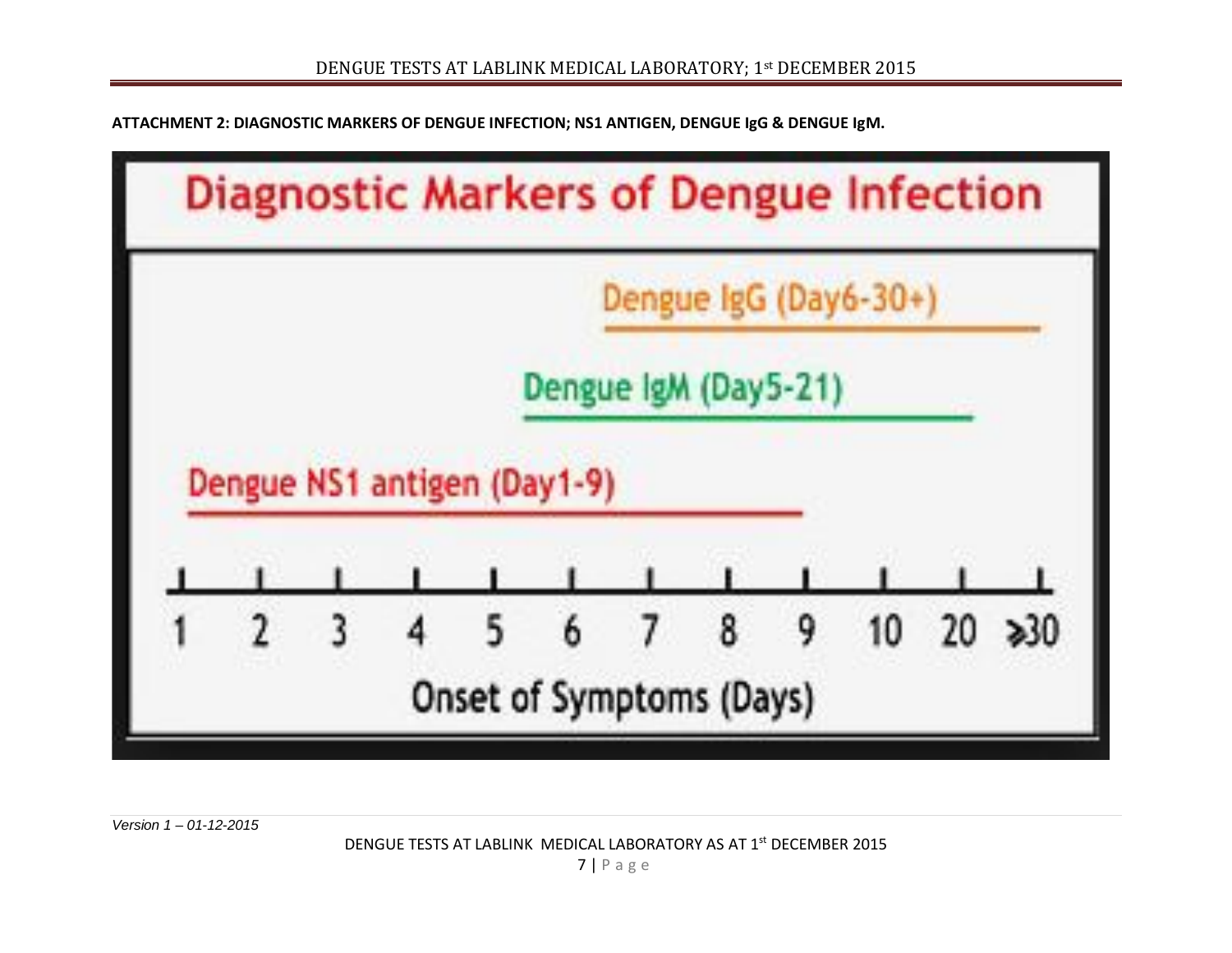**ATTACHMENT 2: DIAGNOSTIC MARKERS OF DENGUE INFECTION; NS1 ANTIGEN, DENGUE IgG & DENGUE IgM.**

Diagnostic Markers of Dengue Infection

Dengue IgG (Day6-30+)

Dengue IgM (Day5-21)

Dengue NS1 antigen (Day1-9)

1 2 3 4 5 6 7 8 9 10 20 ≥30

Onset of Symptoms (Days)

*Version 1 – 01-12-2015*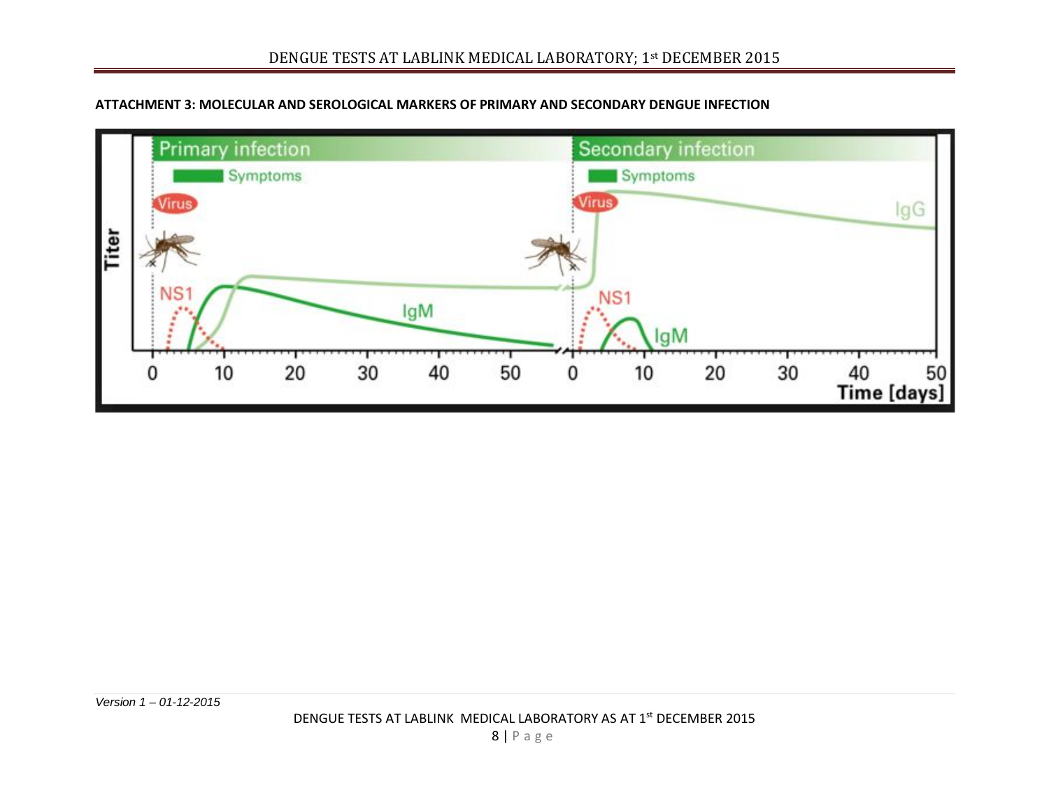**ATTACHMENT 3: MOLECULAR AND SEROLOGICAL MARKERS OF PRIMARY AND SECONDARY DENGUE INFECTION**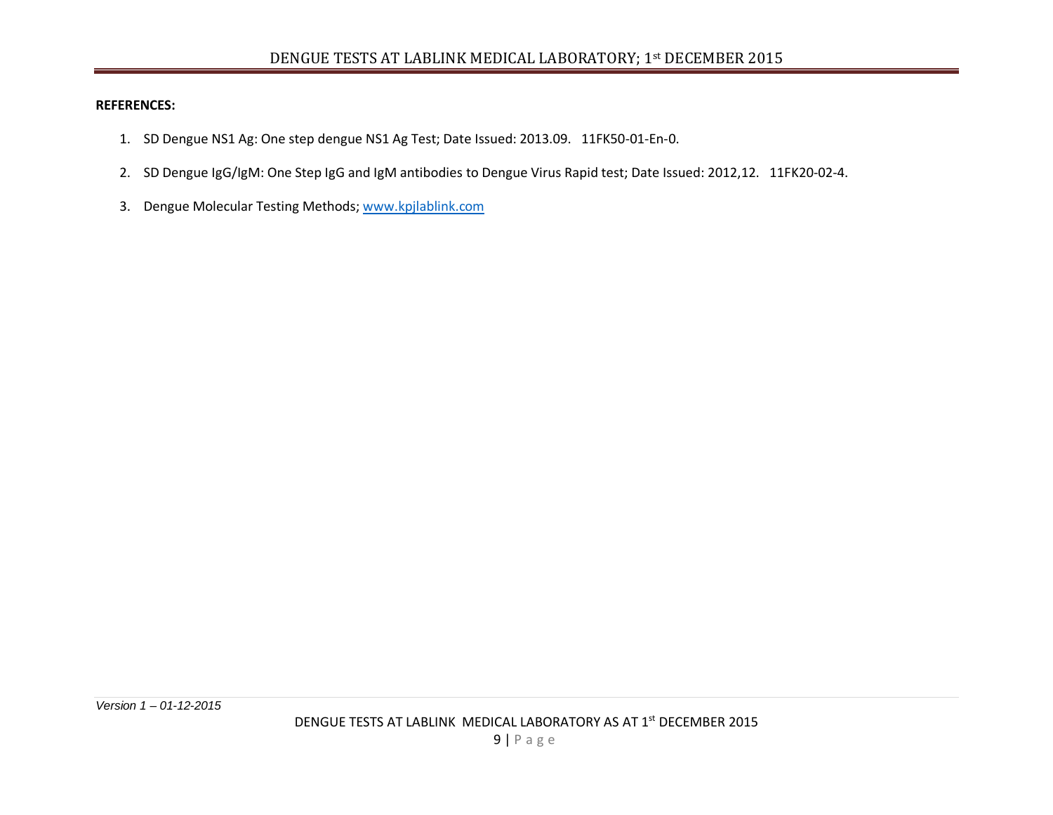**REFERENCES:**

1. SD Dengue NS1 Ag: One step dengue NS1 Ag Test; Date Issued: 2013.09. 11FK50-01-En-0.
2. SD Dengue IgG/IgM: One Step IgG and IgM antibodies to Dengue Virus Rapid test; Date Issued: 2012,12. 11FK20-02-4.
3. Dengue Molecular Testing Methods; [www.kpjlablink.com](http://www.kpjlablink.com)